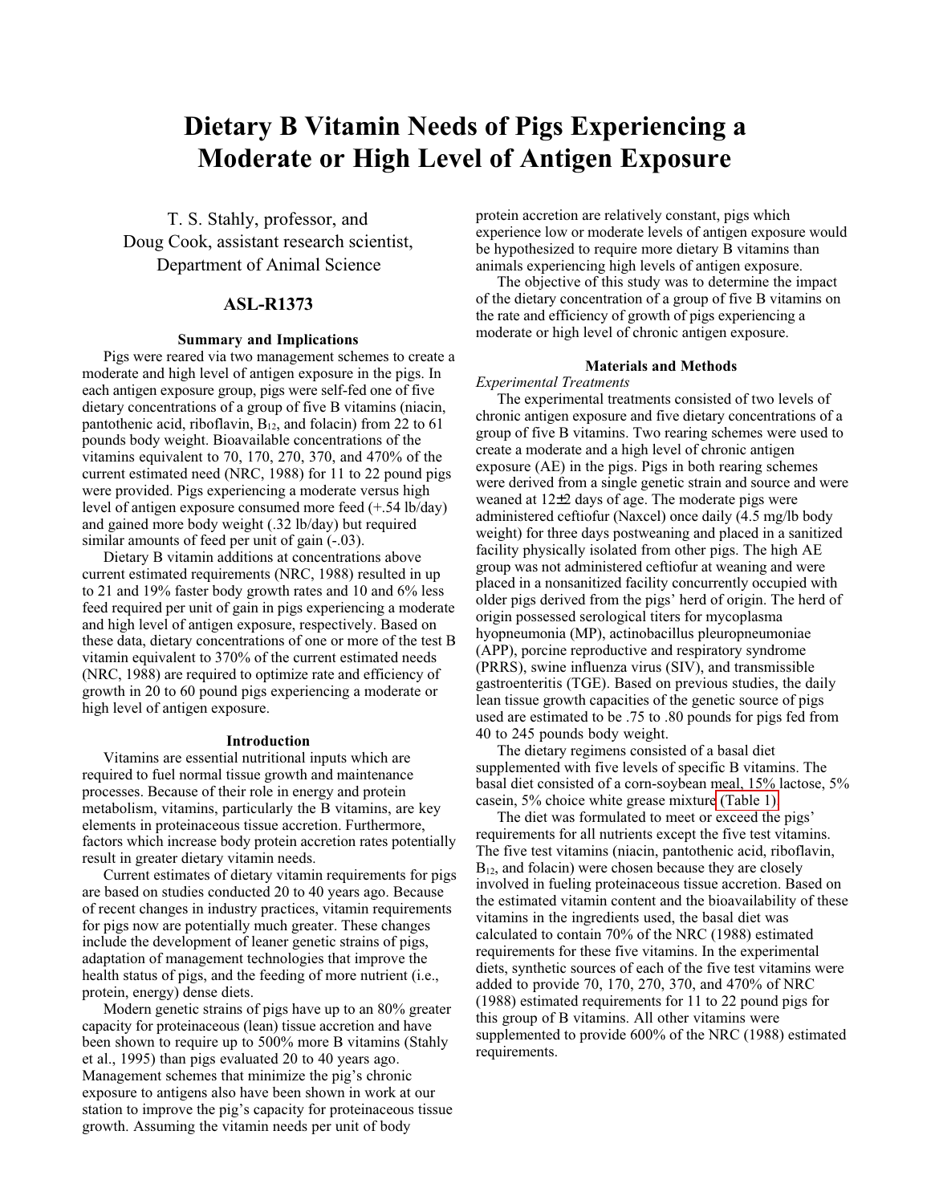# Dietary B Vitamin Needs of Pigs Experiencing a Moderate or High Level of Antigen Exposure

T. S. Stahly, professor, and
Doug Cook, assistant research scientist,
Department of Animal Science

## ASL-R1373

### Summary and Implications

Pigs were reared via two management schemes to create a moderate and high level of antigen exposure in the pigs. In each antigen exposure group, pigs were self-fed one of five dietary concentrations of a group of five B vitamins (niacin, pantothenic acid, riboflavin, $B_{12}$, and folacin) from 22 to 61 pounds body weight. Bioavailable concentrations of the vitamins equivalent to 70, 170, 270, 370, and 470% of the current estimated need (NRC, 1988) for 11 to 22 pound pigs were provided. Pigs experiencing a moderate versus high level of antigen exposure consumed more feed (+.54 lb/day) and gained more body weight (.32 lb/day) but required similar amounts of feed per unit of gain (-.03).

Dietary B vitamin additions at concentrations above current estimated requirements (NRC, 1988) resulted in up to 21 and 19% faster body growth rates and 10 and 6% less feed required per unit of gain in pigs experiencing a moderate and high level of antigen exposure, respectively. Based on these data, dietary concentrations of one or more of the test B vitamin equivalent to 370% of the current estimated needs (NRC, 1988) are required to optimize rate and efficiency of growth in 20 to 60 pound pigs experiencing a moderate or high level of antigen exposure.

### Introduction

Vitamins are essential nutritional inputs which are required to fuel normal tissue growth and maintenance processes. Because of their role in energy and protein metabolism, vitamins, particularly the B vitamins, are key elements in proteinaceous tissue accretion. Furthermore, factors which increase body protein accretion rates potentially result in greater dietary vitamin needs.

Current estimates of dietary vitamin requirements for pigs are based on studies conducted 20 to 40 years ago. Because of recent changes in industry practices, vitamin requirements for pigs now are potentially much greater. These changes include the development of leaner genetic strains of pigs, adaptation of management technologies that improve the health status of pigs, and the feeding of more nutrient (i.e., protein, energy) dense diets.

Modern genetic strains of pigs have up to an 80% greater capacity for proteinaceous (lean) tissue accretion and have been shown to require up to 500% more B vitamins (Stahly et al., 1995) than pigs evaluated 20 to 40 years ago. Management schemes that minimize the pig's chronic exposure to antigens also have been shown in work at our station to improve the pig's capacity for proteinaceous tissue growth. Assuming the vitamin needs per unit of body protein accretion are relatively constant, pigs which experience low or moderate levels of antigen exposure would be hypothesized to require more dietary B vitamins than animals experiencing high levels of antigen exposure.

The objective of this study was to determine the impact of the dietary concentration of a group of five B vitamins on the rate and efficiency of growth of pigs experiencing a moderate or high level of chronic antigen exposure.

### Materials and Methods

*Experimental Treatments*

The experimental treatments consisted of two levels of chronic antigen exposure and five dietary concentrations of a group of five B vitamins. Two rearing schemes were used to create a moderate and a high level of chronic antigen exposure (AE) in the pigs. Pigs in both rearing schemes were derived from a single genetic strain and source and were weaned at 12±2 days of age. The moderate pigs were administered ceftiofur (Naxcel) once daily (4.5 mg/lb body weight) for three days postweaning and placed in a sanitized facility physically isolated from other pigs. The high AE group was not administered ceftiofur at weaning and were placed in a nonsanitized facility concurrently occupied with older pigs derived from the pigs' herd of origin. The herd of origin possessed serological titers for mycoplasma hyopneumonia (MP), actinobacillus pleuropneumoniae (APP), porcine reproductive and respiratory syndrome (PRRS), swine influenza virus (SIV), and transmissible gastroenteritis (TGE). Based on previous studies, the daily lean tissue growth capacities of the genetic source of pigs used are estimated to be .75 to .80 pounds for pigs fed from 40 to 245 pounds body weight.

The dietary regimens consisted of a basal diet supplemented with five levels of specific B vitamins. The basal diet consisted of a corn-soybean meal, 15% lactose, 5% casein, 5% choice white grease mixture (Table 1).

The diet was formulated to meet or exceed the pigs' requirements for all nutrients except the five test vitamins. The five test vitamins (niacin, pantothenic acid, riboflavin, $B_{12}$, and folacin) were chosen because they are closely involved in fueling proteinaceous tissue accretion. Based on the estimated vitamin content and the bioavailability of these vitamins in the ingredients used, the basal diet was calculated to contain 70% of the NRC (1988) estimated requirements for these five vitamins. In the experimental diets, synthetic sources of each of the five test vitamins were added to provide 70, 170, 270, 370, and 470% of NRC (1988) estimated requirements for 11 to 22 pound pigs for this group of B vitamins. All other vitamins were supplemented to provide 600% of the NRC (1988) estimated requirements.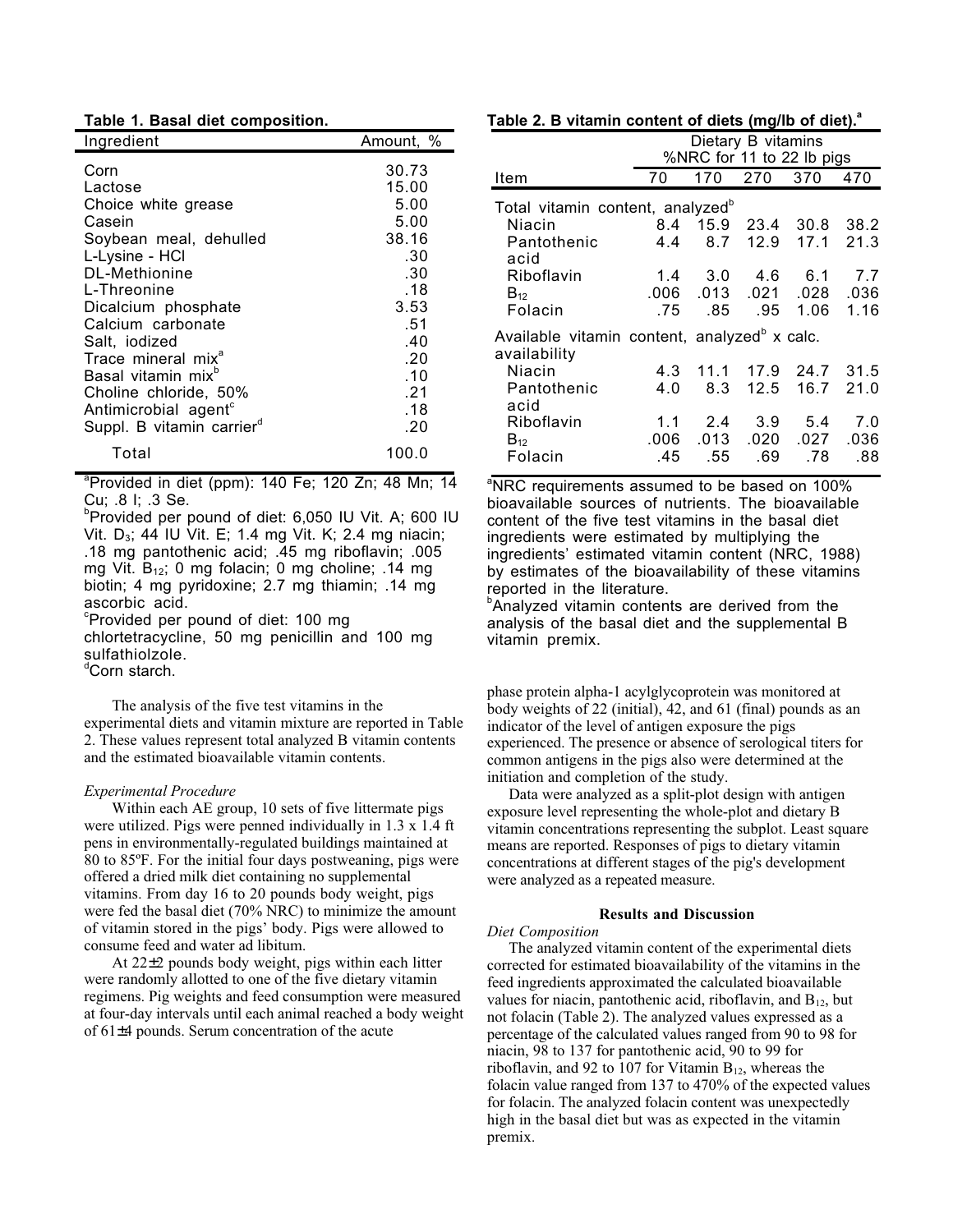**Table 1. Basal diet composition.**

| Ingredient | Amount, % |
|---|---|
| Corn | 30.73 |
| Lactose | 15.00 |
| Choice white grease | 5.00 |
| Casein | 5.00 |
| Soybean meal, dehulled | 38.16 |
| L-Lysine - HCl | .30 |
| DL-Methionine | .30 |
| L-Threonine | .18 |
| Dicalcium phosphate | 3.53 |
| Calcium carbonate | .51 |
| Salt, iodized | .40 |
| Trace mineral mix[a] | .20 |
| Basal vitamin mix[b] | .10 |
| Choline chloride, 50% | .21 |
| Antimicrobial agent[c] | .18 |
| Suppl. B vitamin carrier[d] | .20 |
| Total | 100.0 |

[a]Provided in diet (ppm): 140 Fe; 120 Zn; 48 Mn; 14 Cu; .8 I; .3 Se.
[b]Provided per pound of diet: 6,050 IU Vit. A; 600 IU Vit. $D_3$; 44 IU Vit. E; 1.4 mg Vit. K; 2.4 mg niacin; .18 mg pantothenic acid; .45 mg riboflavin; .005 mg Vit. $B_{12}$; 0 mg folacin; 0 mg choline; .14 mg biotin; 4 mg pyridoxine; 2.7 mg thiamin; .14 mg ascorbic acid.
[c]Provided per pound of diet: 100 mg chlortetracycline, 50 mg penicillin and 100 mg sulfathiolzole.
[d]Corn starch.

**Table 2. B vitamin content of diets (mg/lb of diet).[a]**

| Item | Dietary B vitamins %NRC for 11 to 22 lb pigs | | | | |
|---|---|---|---|---|---|
| | 70 | 170 | 270 | 370 | 470 |
| Total vitamin content, analyzed[b] | | | | | |
| Niacin | 8.4 | 15.9 | 23.4 | 30.8 | 38.2 |
| Pantothenic acid | 4.4 | 8.7 | 12.9 | 17.1 | 21.3 |
| Riboflavin | 1.4 | 3.0 | 4.6 | 6.1 | 7.7 |
| $B_{12}$ | .006 | .013 | .021 | .028 | .036 |
| Folacin | .75 | .85 | .95 | 1.06 | 1.16 |
| Available vitamin content, analyzed[b] x calc. availability | | | | | |
| Niacin | 4.3 | 11.1 | 17.9 | 24.7 | 31.5 |
| Pantothenic acid | 4.0 | 8.3 | 12.5 | 16.7 | 21.0 |
| Riboflavin | 1.1 | 2.4 | 3.9 | 5.4 | 7.0 |
| $B_{12}$ | .006 | .013 | .020 | .027 | .036 |
| Folacin | .45 | .55 | .69 | .78 | .88 |

[a]NRC requirements assumed to be based on 100% bioavailable sources of nutrients. The bioavailable content of the five test vitamins in the basal diet ingredients were estimated by multiplying the ingredients' estimated vitamin content (NRC, 1988) by estimates of the bioavailability of these vitamins reported in the literature.
[b]Analyzed vitamin contents are derived from the analysis of the basal diet and the supplemental B vitamin premix.

The analysis of the five test vitamins in the experimental diets and vitamin mixture are reported in Table 2. These values represent total analyzed B vitamin contents and the estimated bioavailable vitamin contents.

*Experimental Procedure*

Within each AE group, 10 sets of five littermate pigs were utilized. Pigs were penned individually in 1.3 x 1.4 ft pens in environmentally-regulated buildings maintained at 80 to 85ºF. For the initial four days postweaning, pigs were offered a dried milk diet containing no supplemental vitamins. From day 16 to 20 pounds body weight, pigs were fed the basal diet (70% NRC) to minimize the amount of vitamin stored in the pigs' body. Pigs were allowed to consume feed and water ad libitum.

At 22±2 pounds body weight, pigs within each litter were randomly allotted to one of the five dietary vitamin regimens. Pig weights and feed consumption were measured at four-day intervals until each animal reached a body weight of 61±4 pounds. Serum concentration of the acute phase protein alpha-1 acylglycoprotein was monitored at body weights of 22 (initial), 42, and 61 (final) pounds as an indicator of the level of antigen exposure the pigs experienced. The presence or absence of serological titers for common antigens in the pigs also were determined at the initiation and completion of the study.

Data were analyzed as a split-plot design with antigen exposure level representing the whole-plot and dietary B vitamin concentrations representing the subplot. Least square means are reported. Responses of pigs to dietary vitamin concentrations at different stages of the pig's development were analyzed as a repeated measure.

## Results and Discussion

*Diet Composition*

The analyzed vitamin content of the experimental diets corrected for estimated bioavailability of the vitamins in the feed ingredients approximated the calculated bioavailable values for niacin, pantothenic acid, riboflavin, and $B_{12}$, but not folacin (Table 2). The analyzed values expressed as a percentage of the calculated values ranged from 90 to 98 for niacin, 98 to 137 for pantothenic acid, 90 to 99 for riboflavin, and 92 to 107 for Vitamin $B_{12}$, whereas the folacin value ranged from 137 to 470% of the expected values for folacin. The analyzed folacin content was unexpectedly high in the basal diet but was as expected in the vitamin premix.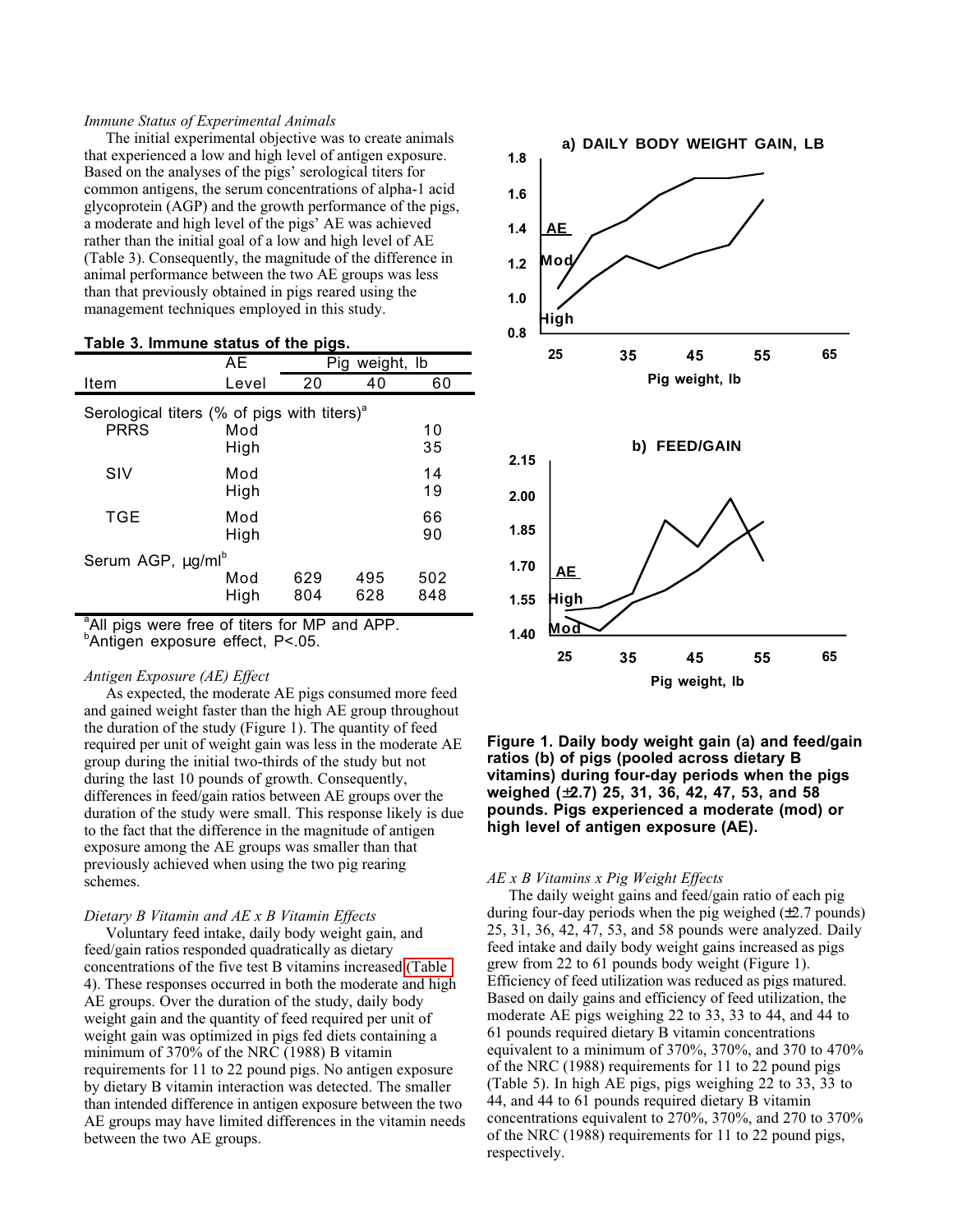*Immune Status of Experimental Animals*

The initial experimental objective was to create animals that experienced a low and high level of antigen exposure. Based on the analyses of the pigs' serological titers for common antigens, the serum concentrations of alpha-1 acid glycoprotein (AGP) and the growth performance of the pigs, a moderate and high level of the pigs' AE was achieved rather than the initial goal of a low and high level of AE (Table 3). Consequently, the magnitude of the difference in animal performance between the two AE groups was less than that previously obtained in pigs reared using the management techniques employed in this study.

**Table 3. Immune status of the pigs.**

| Item | AE Level | Pig weight, lb 20 | 40 | 60 |
|---|---|---|---|---|
| Serological titers (% of pigs with titers)[a] | | | | |
| PRRS | Mod | | | 10 |
| | High | | | 35 |
| SIV | Mod | | | 14 |
| | High | | | 19 |
| TGE | Mod | | | 66 |
| | High | | | 90 |
| Serum AGP, µg/ml[b] | | | | |
| | Mod | 629 | 495 | 502 |
| | High | 804 | 628 | 848 |

[a]All pigs were free of titers for MP and APP.
[b]Antigen exposure effect, P<.05.

*Antigen Exposure (AE) Effect*

As expected, the moderate AE pigs consumed more feed and gained weight faster than the high AE group throughout the duration of the study (Figure 1). The quantity of feed required per unit of weight gain was less in the moderate AE group during the initial two-thirds of the study but not during the last 10 pounds of growth. Consequently, differences in feed/gain ratios between AE groups over the duration of the study were small. This response likely is due to the fact that the difference in the magnitude of antigen exposure among the AE groups was smaller than that previously achieved when using the two pig rearing schemes.

*Dietary B Vitamin and AE x B Vitamin Effects*

Voluntary feed intake, daily body weight gain, and feed/gain ratios responded quadratically as dietary concentrations of the five test B vitamins increased (Table 4). These responses occurred in both the moderate and high AE groups. Over the duration of the study, daily body weight gain and the quantity of feed required per unit of weight gain was optimized in pigs fed diets containing a minimum of 370% of the NRC (1988) B vitamin requirements for 11 to 22 pound pigs. No antigen exposure by dietary B vitamin interaction was detected. The smaller than intended difference in antigen exposure between the two AE groups may have limited differences in the vitamin needs between the two AE groups.

**Figure 1. Daily body weight gain (a) and feed/gain ratios (b) of pigs (pooled across dietary B vitamins) during four-day periods when the pigs weighed (±2.7) 25, 31, 36, 42, 47, 53, and 58 pounds. Pigs experienced a moderate (mod) or high level of antigen exposure (AE).**

*AE x B Vitamins x Pig Weight Effects*

The daily weight gains and feed/gain ratio of each pig during four-day periods when the pig weighed (±2.7 pounds) 25, 31, 36, 42, 47, 53, and 58 pounds were analyzed. Daily feed intake and daily body weight gains increased as pigs grew from 22 to 61 pounds body weight (Figure 1). Efficiency of feed utilization was reduced as pigs matured. Based on daily gains and efficiency of feed utilization, the moderate AE pigs weighing 22 to 33, 33 to 44, and 44 to 61 pounds required dietary B vitamin concentrations equivalent to a minimum of 370%, 370%, and 370 to 470% of the NRC (1988) requirements for 11 to 22 pound pigs (Table 5). In high AE pigs, pigs weighing 22 to 33, 33 to 44, and 44 to 61 pounds required dietary B vitamin concentrations equivalent to 270%, 370%, and 270 to 370% of the NRC (1988) requirements for 11 to 22 pound pigs, respectively.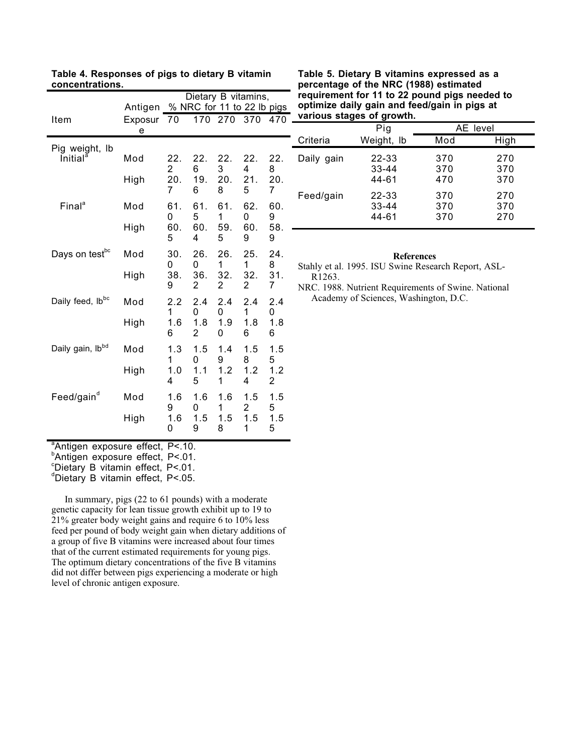**Table 4. Responses of pigs to dietary B vitamin concentrations.**

| Item | Antigen Exposure | Dietary B vitamins, % NRC for 11 to 22 lb pigs | | | | |
|---|---|---|---|---|---|---|
| | | 70 | 170 | 270 | 370 | 470 |
| Pig weight, lb | | | | | | |
| Initial[a] | Mod | 22.2 | 22.6 | 22.3 | 22.4 | 22.8 |
| | High | 20.7 | 19.6 | 20.8 | 21.5 | 20.7 |
| Final[a] | Mod | 61.0 | 61.5 | 61.1 | 62.0 | 60.9 |
| | High | 60.5 | 60.4 | 59.5 | 60.9 | 58.9 |
| Days on test[bc] | Mod | 30.0 | 26.0 | 26.1 | 25.1 | 24.8 |
| | High | 38.9 | 36.2 | 32.2 | 32.2 | 31.7 |
| Daily feed, lb[bc] | Mod | 2.21 | 2.40 | 2.40 | 2.41 | 2.40 |
| | High | 1.66 | 1.82 | 1.90 | 1.86 | 1.86 |
| Daily gain, lb[bd] | Mod | 1.31 | 1.50 | 1.49 | 1.58 | 1.55 |
| | High | 1.04 | 1.15 | 1.21 | 1.24 | 1.22 |
| Feed/gain[d] | Mod | 1.69 | 1.60 | 1.61 | 1.52 | 1.55 |
| | High | 1.60 | 1.59 | 1.58 | 1.51 | 1.55 |

[a]Antigen exposure effect, P<.10.
[b]Antigen exposure effect, P<.01.
[c]Dietary B vitamin effect, P<.01.
[d]Dietary B vitamin effect, P<.05.

In summary, pigs (22 to 61 pounds) with a moderate genetic capacity for lean tissue growth exhibit up to 19 to 21% greater body weight gains and require 6 to 10% less feed per pound of body weight gain when dietary additions of a group of five B vitamins were increased about four times that of the current estimated requirements for young pigs. The optimum dietary concentrations of the five B vitamins did not differ between pigs experiencing a moderate or high level of chronic antigen exposure.

**Table 5. Dietary B vitamins expressed as a percentage of the NRC (1988) estimated requirement for 11 to 22 pound pigs needed to optimize daily gain and feed/gain in pigs at various stages of growth.**

| Criteria | Pig Weight, lb | AE level | |
|---|---|---|---|
| | | Mod | High |
| Daily gain | 22-33 | 370 | 270 |
| | 33-44 | 370 | 370 |
| | 44-61 | 470 | 370 |
| Feed/gain | 22-33 | 370 | 270 |
| | 33-44 | 370 | 370 |
| | 44-61 | 370 | 270 |

**References**

Stahly et al. 1995. ISU Swine Research Report, ASL-R1263.

NRC. 1988. Nutrient Requirements of Swine. National Academy of Sciences, Washington, D.C.